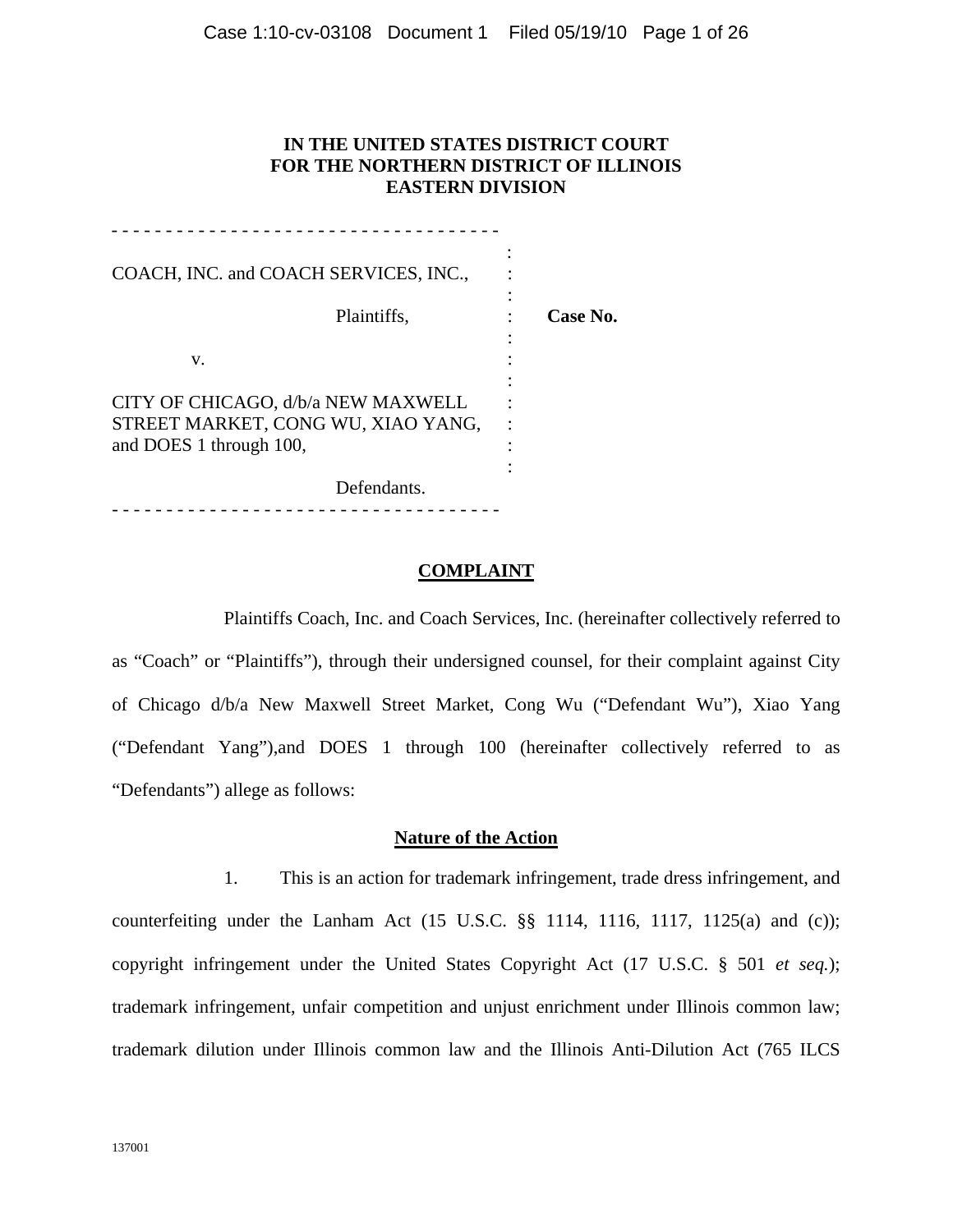**IN THE UNITED STATES DISTRICT COURT**
**FOR THE NORTHERN DISTRICT OF ILLINOIS**
**EASTERN DIVISION**

COACH, INC. and COACH SERVICES, INC.,

Plaintiffs,

v.

CITY OF CHICAGO, d/b/a NEW MAXWELL STREET MARKET, CONG WU, XIAO YANG, and DOES 1 through 100,

Defendants.

**Case No.**

## COMPLAINT

Plaintiffs Coach, Inc. and Coach Services, Inc. (hereinafter collectively referred to as "Coach" or "Plaintiffs"), through their undersigned counsel, for their complaint against City of Chicago d/b/a New Maxwell Street Market, Cong Wu ("Defendant Wu"), Xiao Yang ("Defendant Yang"),and DOES 1 through 100 (hereinafter collectively referred to as "Defendants") allege as follows:

### Nature of the Action

1. This is an action for trademark infringement, trade dress infringement, and counterfeiting under the Lanham Act (15 U.S.C. §§ 1114, 1116, 1117, 1125(a) and (c)); copyright infringement under the United States Copyright Act (17 U.S.C. § 501 *et seq.*); trademark infringement, unfair competition and unjust enrichment under Illinois common law; trademark dilution under Illinois common law and the Illinois Anti-Dilution Act (765 ILCS

137001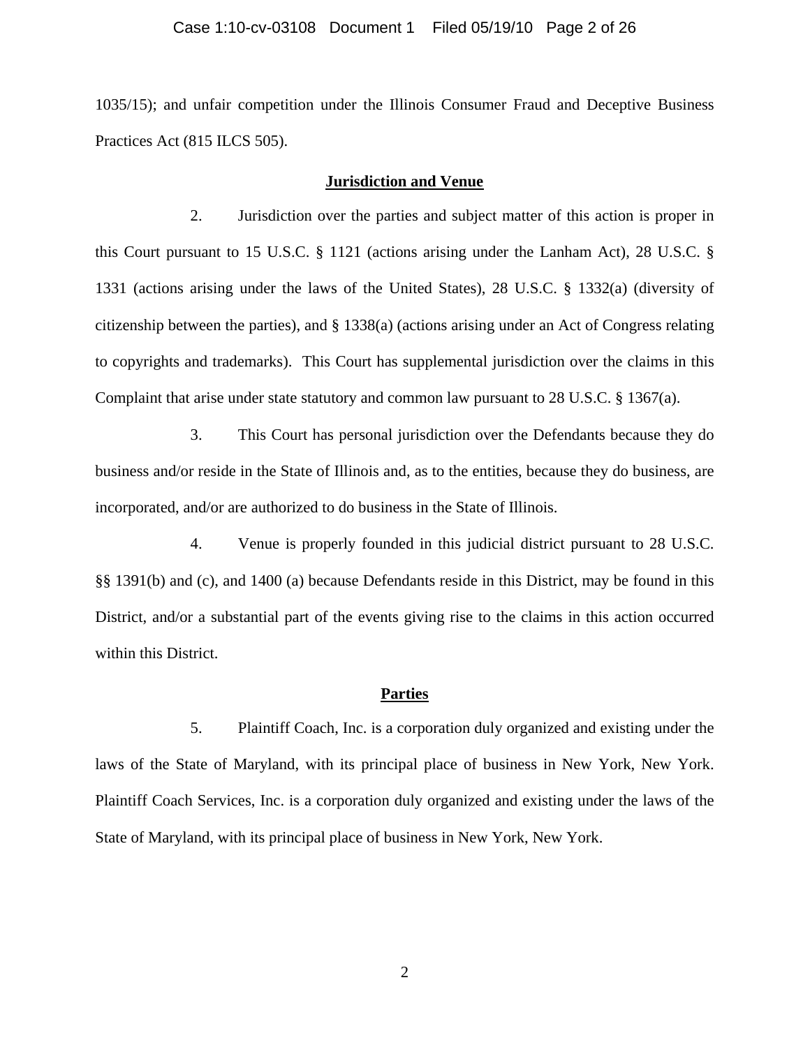1035/15); and unfair competition under the Illinois Consumer Fraud and Deceptive Business Practices Act (815 ILCS 505).

**Jurisdiction and Venue**

2. Jurisdiction over the parties and subject matter of this action is proper in this Court pursuant to 15 U.S.C. § 1121 (actions arising under the Lanham Act), 28 U.S.C. § 1331 (actions arising under the laws of the United States), 28 U.S.C. § 1332(a) (diversity of citizenship between the parties), and § 1338(a) (actions arising under an Act of Congress relating to copyrights and trademarks). This Court has supplemental jurisdiction over the claims in this Complaint that arise under state statutory and common law pursuant to 28 U.S.C. § 1367(a).

3. This Court has personal jurisdiction over the Defendants because they do business and/or reside in the State of Illinois and, as to the entities, because they do business, are incorporated, and/or are authorized to do business in the State of Illinois.

4. Venue is properly founded in this judicial district pursuant to 28 U.S.C. §§ 1391(b) and (c), and 1400 (a) because Defendants reside in this District, may be found in this District, and/or a substantial part of the events giving rise to the claims in this action occurred within this District.

**Parties**

5. Plaintiff Coach, Inc. is a corporation duly organized and existing under the laws of the State of Maryland, with its principal place of business in New York, New York. Plaintiff Coach Services, Inc. is a corporation duly organized and existing under the laws of the State of Maryland, with its principal place of business in New York, New York.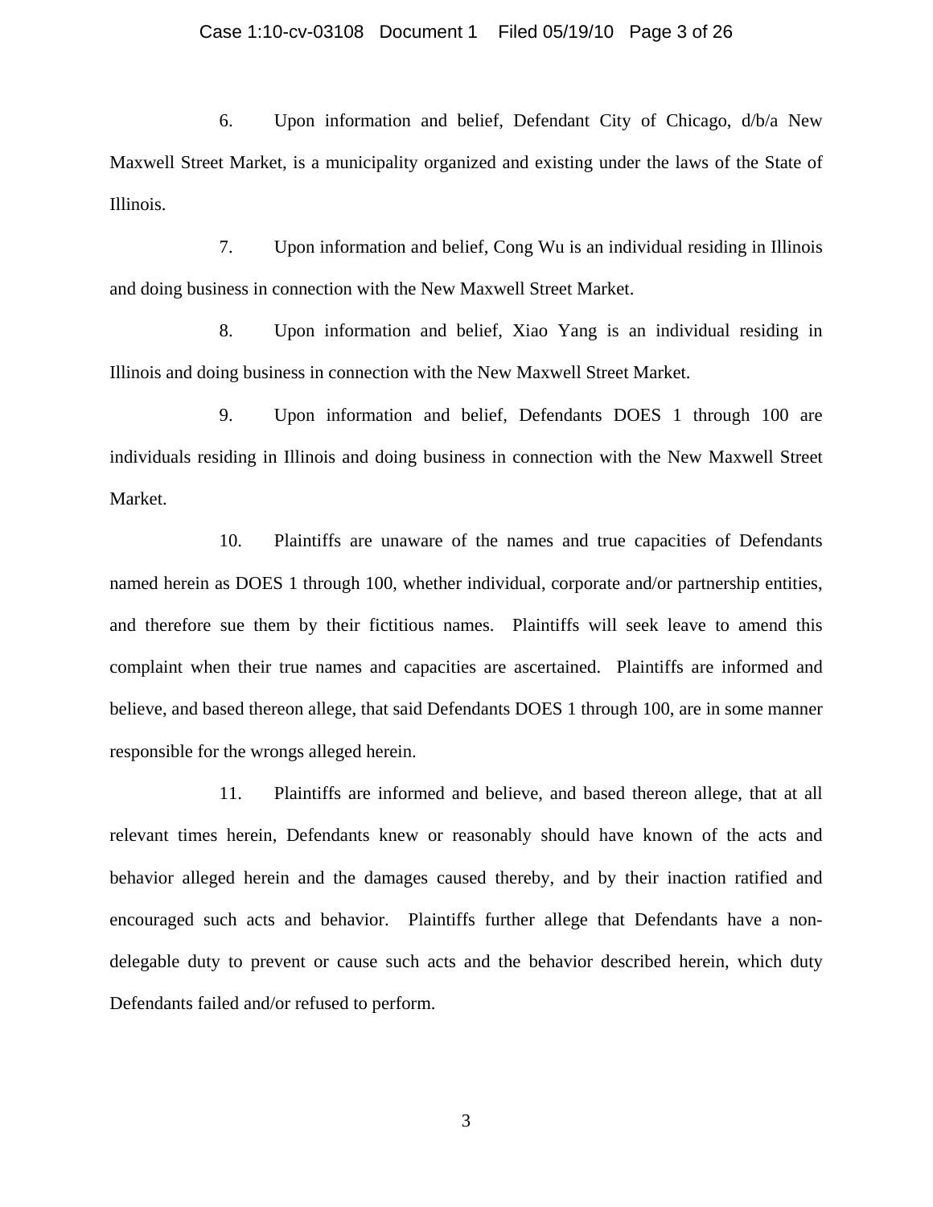6. Upon information and belief, Defendant City of Chicago, d/b/a New Maxwell Street Market, is a municipality organized and existing under the laws of the State of Illinois.

7. Upon information and belief, Cong Wu is an individual residing in Illinois and doing business in connection with the New Maxwell Street Market.

8. Upon information and belief, Xiao Yang is an individual residing in Illinois and doing business in connection with the New Maxwell Street Market.

9. Upon information and belief, Defendants DOES 1 through 100 are individuals residing in Illinois and doing business in connection with the New Maxwell Street Market.

10. Plaintiffs are unaware of the names and true capacities of Defendants named herein as DOES 1 through 100, whether individual, corporate and/or partnership entities, and therefore sue them by their fictitious names. Plaintiffs will seek leave to amend this complaint when their true names and capacities are ascertained. Plaintiffs are informed and believe, and based thereon allege, that said Defendants DOES 1 through 100, are in some manner responsible for the wrongs alleged herein.

11. Plaintiffs are informed and believe, and based thereon allege, that at all relevant times herein, Defendants knew or reasonably should have known of the acts and behavior alleged herein and the damages caused thereby, and by their inaction ratified and encouraged such acts and behavior. Plaintiffs further allege that Defendants have a non-delegable duty to prevent or cause such acts and the behavior described herein, which duty Defendants failed and/or refused to perform.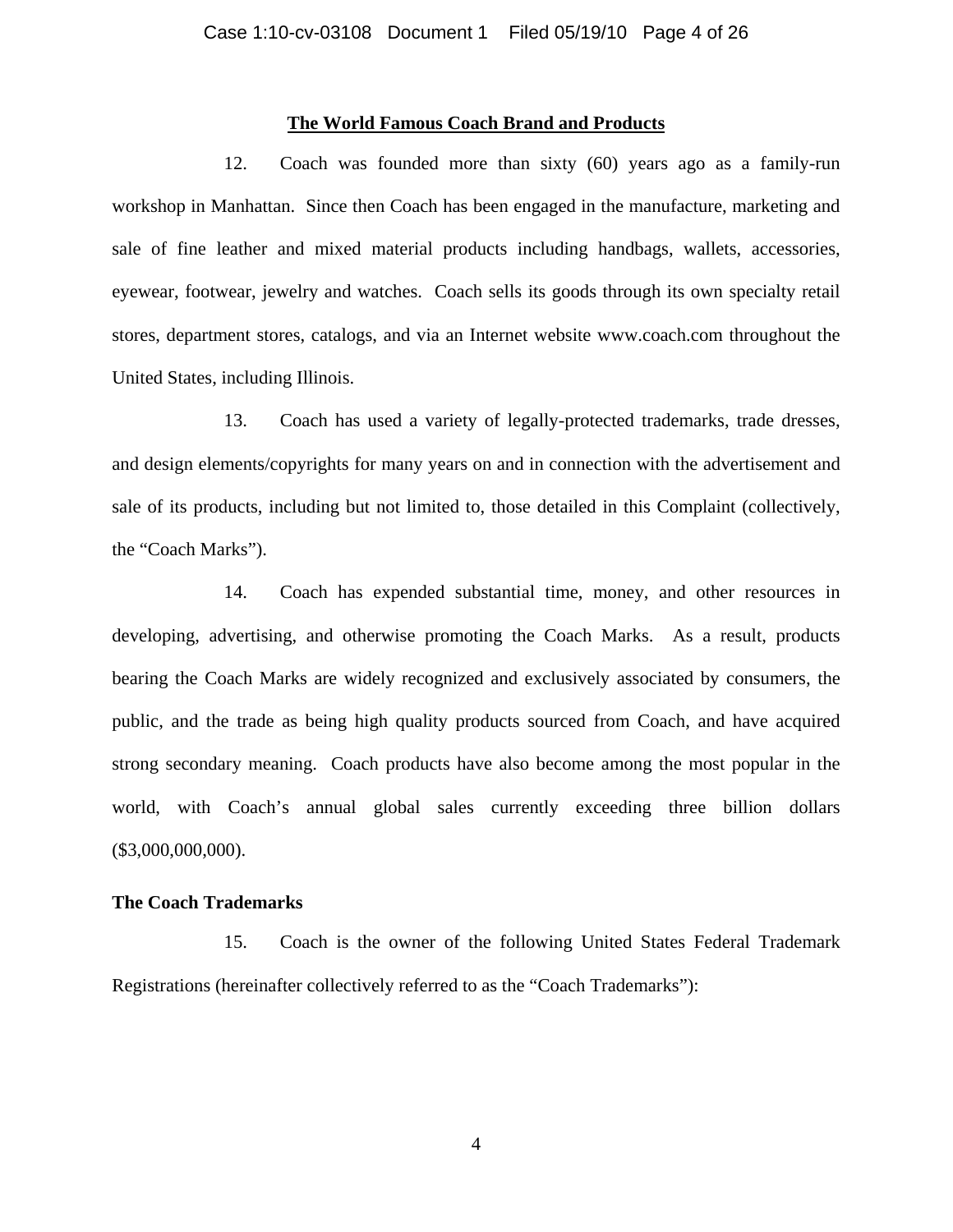## <u>The World Famous Coach Brand and Products</u>

12. Coach was founded more than sixty (60) years ago as a family-run workshop in Manhattan. Since then Coach has been engaged in the manufacture, marketing and sale of fine leather and mixed material products including handbags, wallets, accessories, eyewear, footwear, jewelry and watches. Coach sells its goods through its own specialty retail stores, department stores, catalogs, and via an Internet website www.coach.com throughout the United States, including Illinois.

13. Coach has used a variety of legally-protected trademarks, trade dresses, and design elements/copyrights for many years on and in connection with the advertisement and sale of its products, including but not limited to, those detailed in this Complaint (collectively, the "Coach Marks").

14. Coach has expended substantial time, money, and other resources in developing, advertising, and otherwise promoting the Coach Marks. As a result, products bearing the Coach Marks are widely recognized and exclusively associated by consumers, the public, and the trade as being high quality products sourced from Coach, and have acquired strong secondary meaning. Coach products have also become among the most popular in the world, with Coach's annual global sales currently exceeding three billion dollars ($3,000,000,000).

### The Coach Trademarks

15. Coach is the owner of the following United States Federal Trademark Registrations (hereinafter collectively referred to as the "Coach Trademarks"):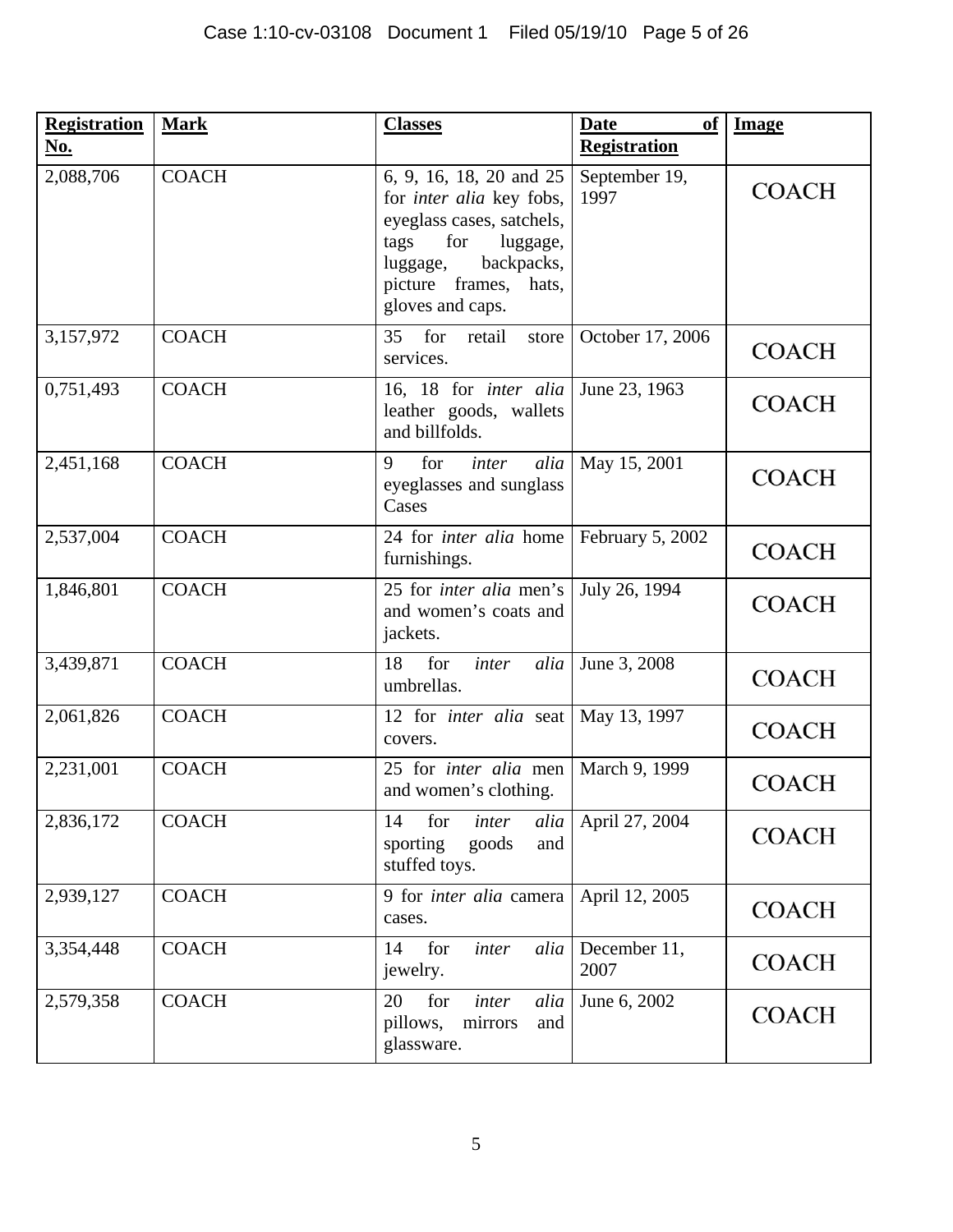| **Registration No.** | **Mark** | **Classes** | **Date of Registration** | **Image** |
|---|---|---|---|---|
| 2,088,706 | COACH | 6, 9, 16, 18, 20 and 25 for *inter alia* key fobs, eyeglass cases, satchels, tags for luggage, luggage, backpacks, picture frames, hats, gloves and caps. | September 19, 1997 | COACH |
| 3,157,972 | COACH | 35 for retail store services. | October 17, 2006 | COACH |
| 0,751,493 | COACH | 16, 18 for *inter alia* leather goods, wallets and billfolds. | June 23, 1963 | COACH |
| 2,451,168 | COACH | 9 for *inter alia* eyeglasses and sunglass Cases | May 15, 2001 | COACH |
| 2,537,004 | COACH | 24 for *inter alia* home furnishings. | February 5, 2002 | COACH |
| 1,846,801 | COACH | 25 for *inter alia* men's and women's coats and jackets. | July 26, 1994 | COACH |
| 3,439,871 | COACH | 18 for *inter alia* umbrellas. | June 3, 2008 | COACH |
| 2,061,826 | COACH | 12 for *inter alia* seat covers. | May 13, 1997 | COACH |
| 2,231,001 | COACH | 25 for *inter alia* men and women's clothing. | March 9, 1999 | COACH |
| 2,836,172 | COACH | 14 for *inter alia* sporting goods and stuffed toys. | April 27, 2004 | COACH |
| 2,939,127 | COACH | 9 for *inter alia* camera cases. | April 12, 2005 | COACH |
| 3,354,448 | COACH | 14 for *inter alia* jewelry. | December 11, 2007 | COACH |
| 2,579,358 | COACH | 20 for *inter alia* pillows, mirrors and glassware. | June 6, 2002 | COACH |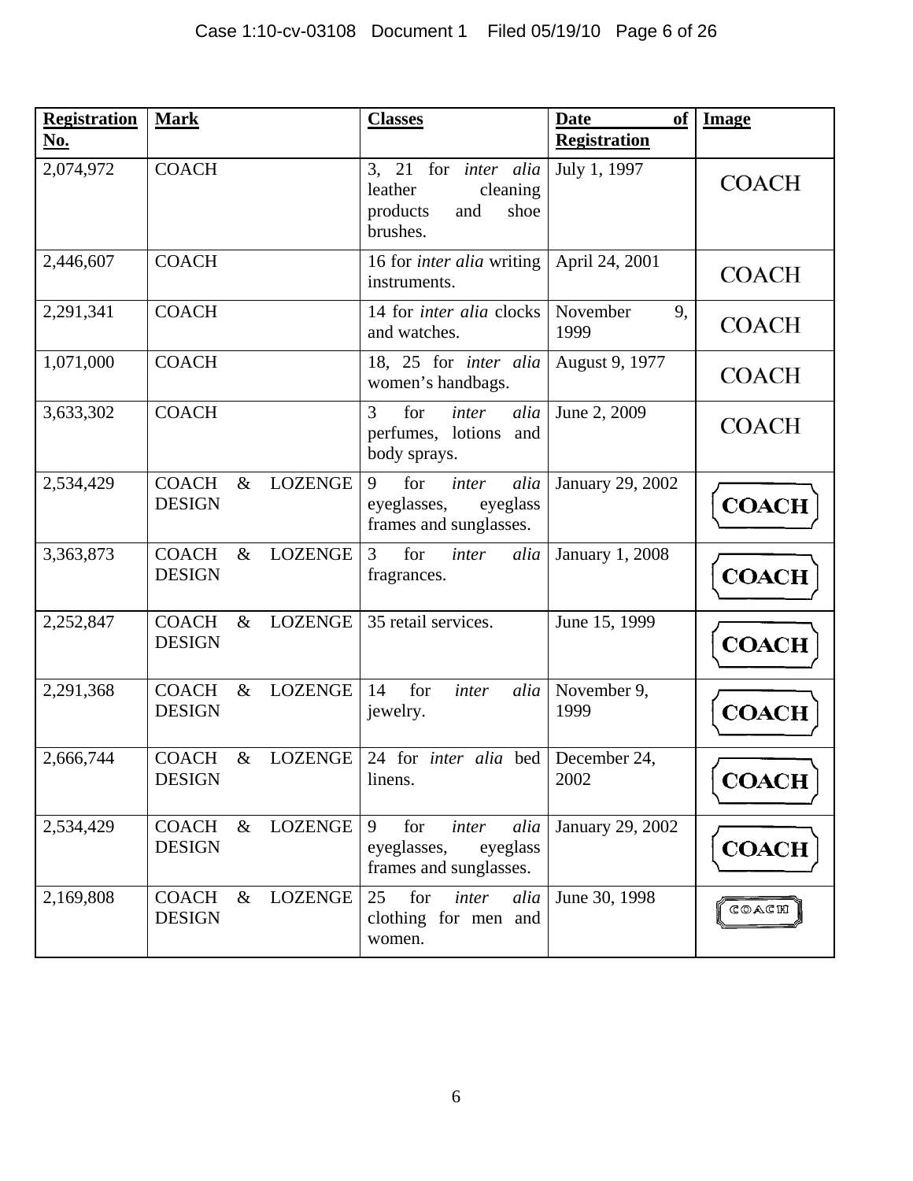| Registration No. | Mark | Classes | Date of Registration | Image |
|---|---|---|---|---|
| 2,074,972 | COACH | 3, 21 for *inter alia* leather cleaning products and shoe brushes. | July 1, 1997 | COACH |
| 2,446,607 | COACH | 16 for *inter alia* writing instruments. | April 24, 2001 | COACH |
| 2,291,341 | COACH | 14 for *inter alia* clocks and watches. | November 9, 1999 | COACH |
| 1,071,000 | COACH | 18, 25 for *inter alia* women's handbags. | August 9, 1977 | COACH |
| 3,633,302 | COACH | 3 for *inter alia* perfumes, lotions and body sprays. | June 2, 2009 | COACH |
| 2,534,429 | COACH & LOZENGE DESIGN | 9 for *inter alia* eyeglasses, eyeglass frames and sunglasses. | January 29, 2002 | COACH |
| 3,363,873 | COACH & LOZENGE DESIGN | 3 for *inter alia* fragrances. | January 1, 2008 | COACH |
| 2,252,847 | COACH & LOZENGE DESIGN | 35 retail services. | June 15, 1999 | COACH |
| 2,291,368 | COACH & LOZENGE DESIGN | 14 for *inter alia* jewelry. | November 9, 1999 | COACH |
| 2,666,744 | COACH & LOZENGE DESIGN | 24 for *inter alia* bed linens. | December 24, 2002 | COACH |
| 2,534,429 | COACH & LOZENGE DESIGN | 9 for *inter alia* eyeglasses, eyeglass frames and sunglasses. | January 29, 2002 | COACH |
| 2,169,808 | COACH & LOZENGE DESIGN | 25 for *inter alia* clothing for men and women. | June 30, 1998 | COACH |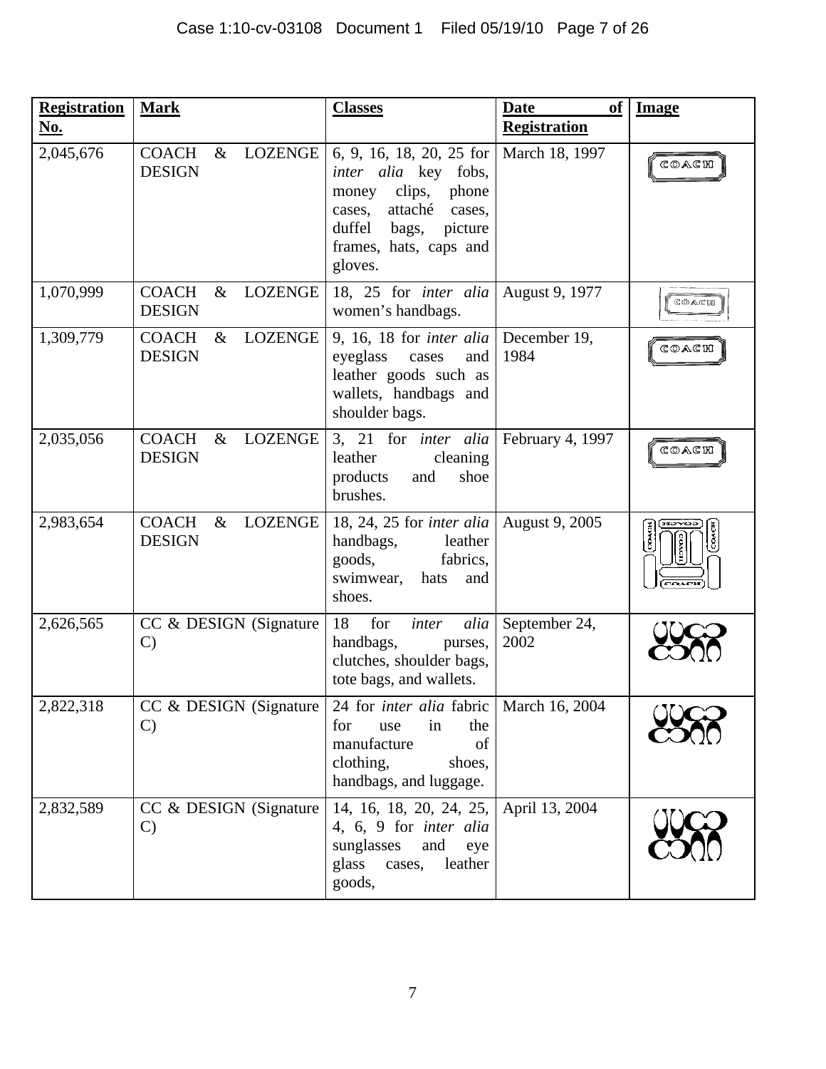| **Registration No.** | **Mark** | **Classes** | **Date of Registration** | **Image** |
|---|---|---|---|---|
| 2,045,676 | COACH & LOZENGE DESIGN | 6, 9, 16, 18, 20, 25 for *inter alia* key fobs, money clips, phone cases, attaché cases, duffel bags, picture frames, hats, caps and gloves. | March 18, 1997 | |
| 1,070,999 | COACH & LOZENGE DESIGN | 18, 25 for *inter alia* women's handbags. | August 9, 1977 | |
| 1,309,779 | COACH & LOZENGE DESIGN | 9, 16, 18 for *inter alia* eyeglass cases and leather goods such as wallets, handbags and shoulder bags. | December 19, 1984 | |
| 2,035,056 | COACH & LOZENGE DESIGN | 3, 21 for *inter alia* leather cleaning products and shoe brushes. | February 4, 1997 | |
| 2,983,654 | COACH & LOZENGE DESIGN | 18, 24, 25 for *inter alia* handbags, leather goods, fabrics, swimwear, hats and shoes. | August 9, 2005 | |
| 2,626,565 | CC & DESIGN (Signature C) | 18 for *inter alia* handbags, purses, clutches, shoulder bags, tote bags, and wallets. | September 24, 2002 | |
| 2,822,318 | CC & DESIGN (Signature C) | 24 for *inter alia* fabric for use in the manufacture of clothing, shoes, handbags, and luggage. | March 16, 2004 | |
| 2,832,589 | CC & DESIGN (Signature C) | 14, 16, 18, 20, 24, 25, 4, 6, 9 for *inter alia* sunglasses and eye glass cases, leather goods, | April 13, 2004 | |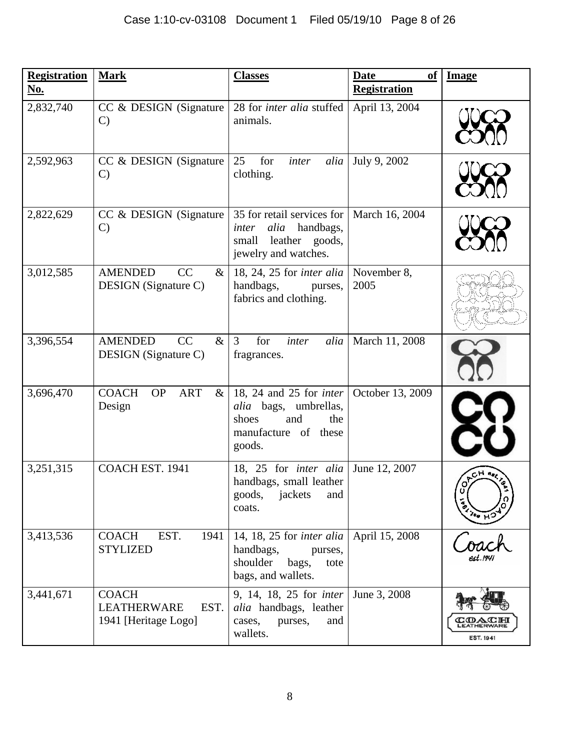| Registration No. | Mark | Classes | Date of Registration | Image |
|---|---|---|---|---|
| 2,832,740 | CC & DESIGN (Signature C) | 28 for *inter alia* stuffed animals. | April 13, 2004 | |
| 2,592,963 | CC & DESIGN (Signature C) | 25 for *inter alia* clothing. | July 9, 2002 | |
| 2,822,629 | CC & DESIGN (Signature C) | 35 for retail services for *inter alia* handbags, small leather goods, jewelry and watches. | March 16, 2004 | |
| 3,012,585 | AMENDED CC & DESIGN (Signature C) | 18, 24, 25 for *inter alia* handbags, purses, fabrics and clothing. | November 8, 2005 | |
| 3,396,554 | AMENDED CC & DESIGN (Signature C) | 3 for *inter alia* fragrances. | March 11, 2008 | |
| 3,696,470 | COACH OP ART & Design | 18, 24 and 25 for *inter alia* bags, umbrellas, shoes and the manufacture of these goods. | October 13, 2009 | |
| 3,251,315 | COACH EST. 1941 | 18, 25 for *inter alia* handbags, small leather goods, jackets and coats. | June 12, 2007 | |
| 3,413,536 | COACH EST. 1941 STYLIZED | 14, 18, 25 for *inter alia* handbags, purses, shoulder bags, tote bags, and wallets. | April 15, 2008 | |
| 3,441,671 | COACH LEATHERWARE EST. 1941 [Heritage Logo] | 9, 14, 18, 25 for *inter alia* handbags, leather cases, purses, and wallets. | June 3, 2008 | |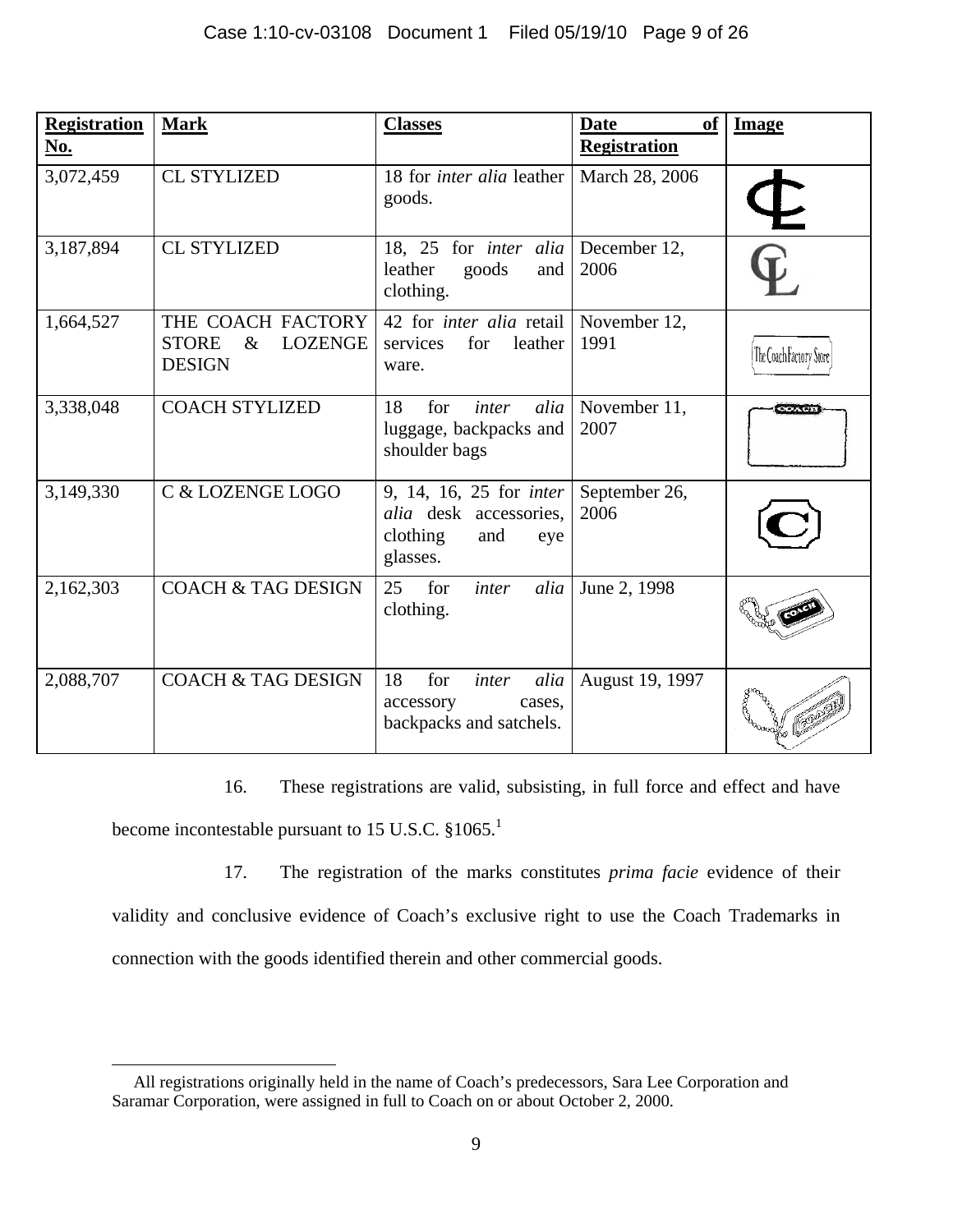| Registration No. | Mark | Classes | Date of Registration | Image |
|---|---|---|---|---|
| 3,072,459 | CL STYLIZED | 18 for *inter alia* leather goods. | March 28, 2006 | |
| 3,187,894 | CL STYLIZED | 18, 25 for *inter alia* leather goods and clothing. | December 12, 2006 | |
| 1,664,527 | THE COACH FACTORY STORE & LOZENGE DESIGN | 42 for *inter alia* retail services for leather ware. | November 12, 1991 | |
| 3,338,048 | COACH STYLIZED | 18 for *inter alia* luggage, backpacks and shoulder bags | November 11, 2007 | |
| 3,149,330 | C & LOZENGE LOGO | 9, 14, 16, 25 for *inter alia* desk accessories, clothing and eye glasses. | September 26, 2006 | |
| 2,162,303 | COACH & TAG DESIGN | 25 for *inter alia* clothing. | June 2, 1998 | |
| 2,088,707 | COACH & TAG DESIGN | 18 for *inter alia* accessory cases, backpacks and satchels. | August 19, 1997 | |

16. These registrations are valid, subsisting, in full force and effect and have become incontestable pursuant to 15 U.S.C. §1065.[1]

17. The registration of the marks constitutes *prima facie* evidence of their validity and conclusive evidence of Coach's exclusive right to use the Coach Trademarks in connection with the goods identified therein and other commercial goods.

[1] All registrations originally held in the name of Coach's predecessors, Sara Lee Corporation and Saramar Corporation, were assigned in full to Coach on or about October 2, 2000.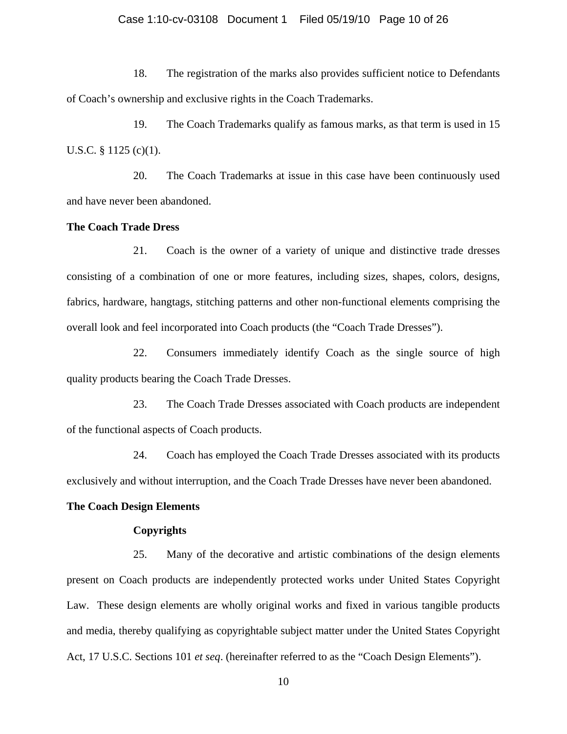18. The registration of the marks also provides sufficient notice to Defendants of Coach's ownership and exclusive rights in the Coach Trademarks.

19. The Coach Trademarks qualify as famous marks, as that term is used in 15 U.S.C. § 1125 (c)(1).

20. The Coach Trademarks at issue in this case have been continuously used and have never been abandoned.

**The Coach Trade Dress**

21. Coach is the owner of a variety of unique and distinctive trade dresses consisting of a combination of one or more features, including sizes, shapes, colors, designs, fabrics, hardware, hangtags, stitching patterns and other non-functional elements comprising the overall look and feel incorporated into Coach products (the "Coach Trade Dresses").

22. Consumers immediately identify Coach as the single source of high quality products bearing the Coach Trade Dresses.

23. The Coach Trade Dresses associated with Coach products are independent of the functional aspects of Coach products.

24. Coach has employed the Coach Trade Dresses associated with its products exclusively and without interruption, and the Coach Trade Dresses have never been abandoned.

**The Coach Design Elements**

**Copyrights**

25. Many of the decorative and artistic combinations of the design elements present on Coach products are independently protected works under United States Copyright Law. These design elements are wholly original works and fixed in various tangible products and media, thereby qualifying as copyrightable subject matter under the United States Copyright Act, 17 U.S.C. Sections 101 *et seq*. (hereinafter referred to as the "Coach Design Elements").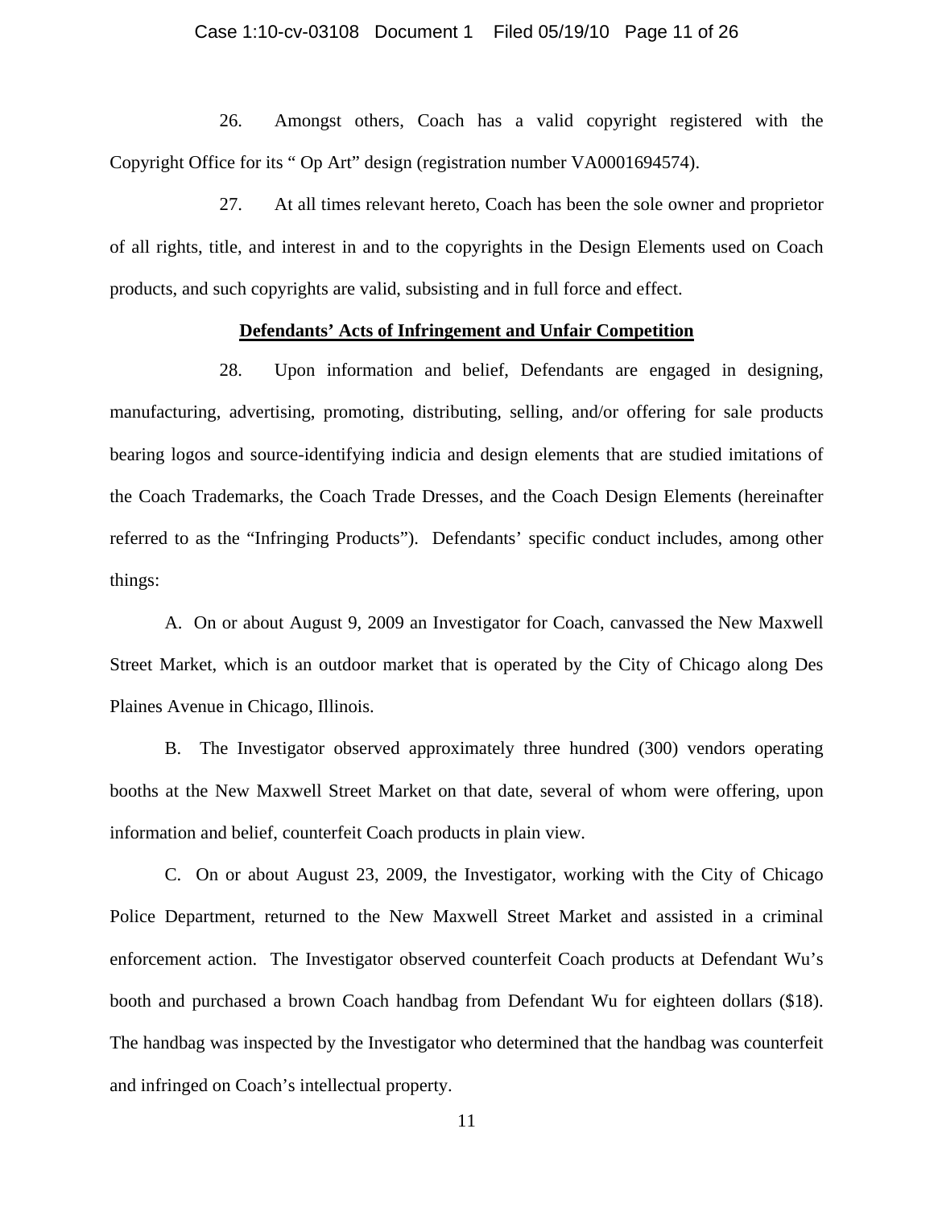26. Amongst others, Coach has a valid copyright registered with the Copyright Office for its " Op Art" design (registration number VA0001694574).

27. At all times relevant hereto, Coach has been the sole owner and proprietor of all rights, title, and interest in and to the copyrights in the Design Elements used on Coach products, and such copyrights are valid, subsisting and in full force and effect.

**<u>Defendants' Acts of Infringement and Unfair Competition</u>**

28. Upon information and belief, Defendants are engaged in designing, manufacturing, advertising, promoting, distributing, selling, and/or offering for sale products bearing logos and source-identifying indicia and design elements that are studied imitations of the Coach Trademarks, the Coach Trade Dresses, and the Coach Design Elements (hereinafter referred to as the "Infringing Products"). Defendants' specific conduct includes, among other things:

A. On or about August 9, 2009 an Investigator for Coach, canvassed the New Maxwell Street Market, which is an outdoor market that is operated by the City of Chicago along Des Plaines Avenue in Chicago, Illinois.

B. The Investigator observed approximately three hundred (300) vendors operating booths at the New Maxwell Street Market on that date, several of whom were offering, upon information and belief, counterfeit Coach products in plain view.

C. On or about August 23, 2009, the Investigator, working with the City of Chicago Police Department, returned to the New Maxwell Street Market and assisted in a criminal enforcement action. The Investigator observed counterfeit Coach products at Defendant Wu's booth and purchased a brown Coach handbag from Defendant Wu for eighteen dollars ($18). The handbag was inspected by the Investigator who determined that the handbag was counterfeit and infringed on Coach's intellectual property.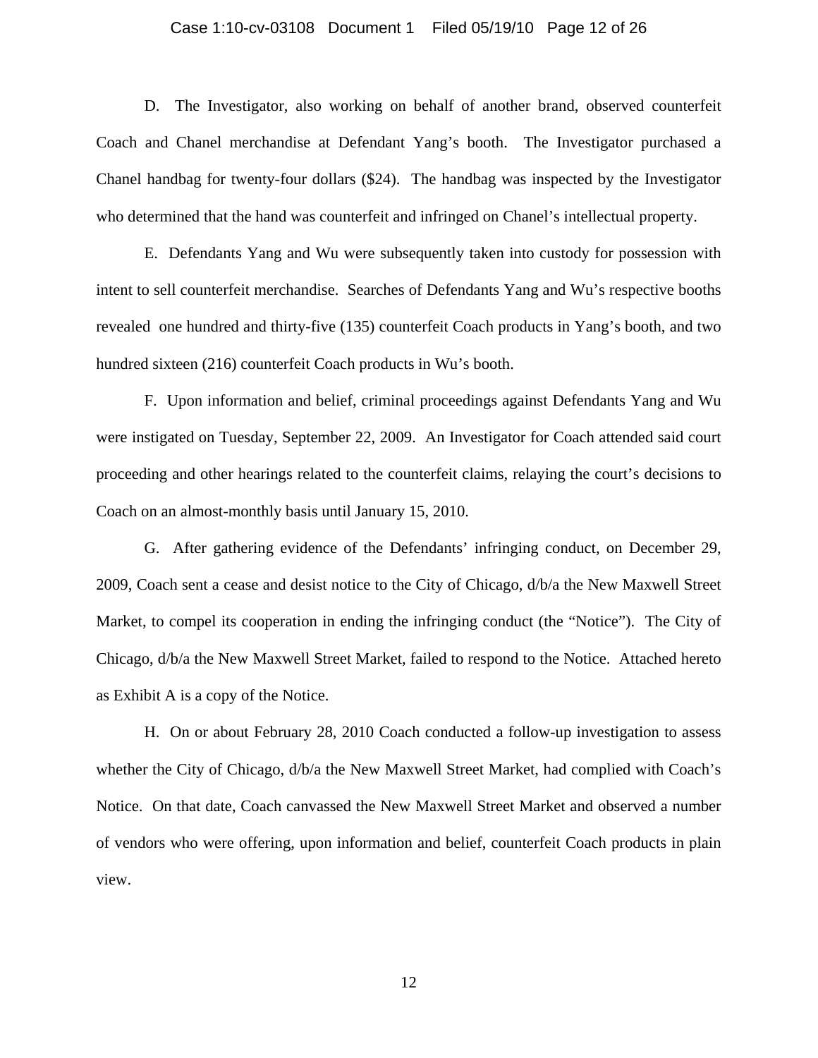D. The Investigator, also working on behalf of another brand, observed counterfeit Coach and Chanel merchandise at Defendant Yang's booth. The Investigator purchased a Chanel handbag for twenty-four dollars ($24). The handbag was inspected by the Investigator who determined that the hand was counterfeit and infringed on Chanel's intellectual property.

E. Defendants Yang and Wu were subsequently taken into custody for possession with intent to sell counterfeit merchandise. Searches of Defendants Yang and Wu's respective booths revealed one hundred and thirty-five (135) counterfeit Coach products in Yang's booth, and two hundred sixteen (216) counterfeit Coach products in Wu's booth.

F. Upon information and belief, criminal proceedings against Defendants Yang and Wu were instigated on Tuesday, September 22, 2009. An Investigator for Coach attended said court proceeding and other hearings related to the counterfeit claims, relaying the court's decisions to Coach on an almost-monthly basis until January 15, 2010.

G. After gathering evidence of the Defendants' infringing conduct, on December 29, 2009, Coach sent a cease and desist notice to the City of Chicago, d/b/a the New Maxwell Street Market, to compel its cooperation in ending the infringing conduct (the "Notice"). The City of Chicago, d/b/a the New Maxwell Street Market, failed to respond to the Notice. Attached hereto as Exhibit A is a copy of the Notice.

H. On or about February 28, 2010 Coach conducted a follow-up investigation to assess whether the City of Chicago, d/b/a the New Maxwell Street Market, had complied with Coach's Notice. On that date, Coach canvassed the New Maxwell Street Market and observed a number of vendors who were offering, upon information and belief, counterfeit Coach products in plain view.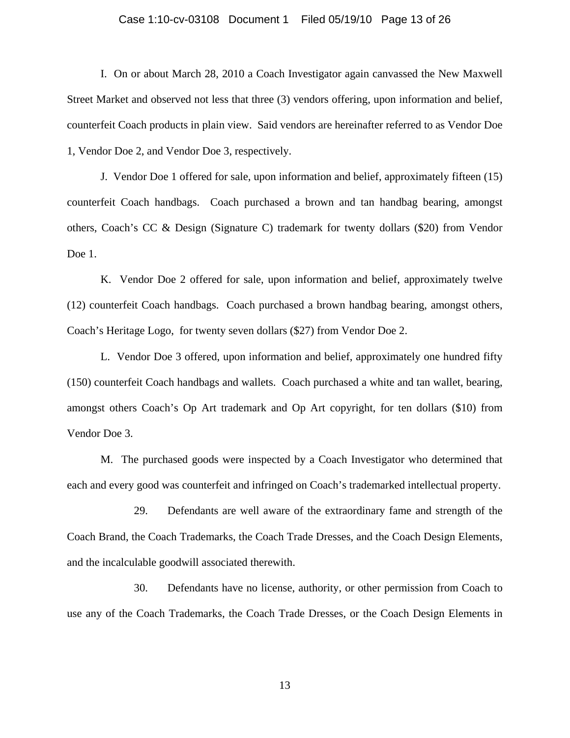I. On or about March 28, 2010 a Coach Investigator again canvassed the New Maxwell Street Market and observed not less that three (3) vendors offering, upon information and belief, counterfeit Coach products in plain view. Said vendors are hereinafter referred to as Vendor Doe 1, Vendor Doe 2, and Vendor Doe 3, respectively.

J. Vendor Doe 1 offered for sale, upon information and belief, approximately fifteen (15) counterfeit Coach handbags. Coach purchased a brown and tan handbag bearing, amongst others, Coach's CC & Design (Signature C) trademark for twenty dollars ($20) from Vendor Doe 1.

K. Vendor Doe 2 offered for sale, upon information and belief, approximately twelve (12) counterfeit Coach handbags. Coach purchased a brown handbag bearing, amongst others, Coach's Heritage Logo, for twenty seven dollars ($27) from Vendor Doe 2.

L. Vendor Doe 3 offered, upon information and belief, approximately one hundred fifty (150) counterfeit Coach handbags and wallets. Coach purchased a white and tan wallet, bearing, amongst others Coach's Op Art trademark and Op Art copyright, for ten dollars ($10) from Vendor Doe 3.

M. The purchased goods were inspected by a Coach Investigator who determined that each and every good was counterfeit and infringed on Coach's trademarked intellectual property.

29. Defendants are well aware of the extraordinary fame and strength of the Coach Brand, the Coach Trademarks, the Coach Trade Dresses, and the Coach Design Elements, and the incalculable goodwill associated therewith.

30. Defendants have no license, authority, or other permission from Coach to use any of the Coach Trademarks, the Coach Trade Dresses, or the Coach Design Elements in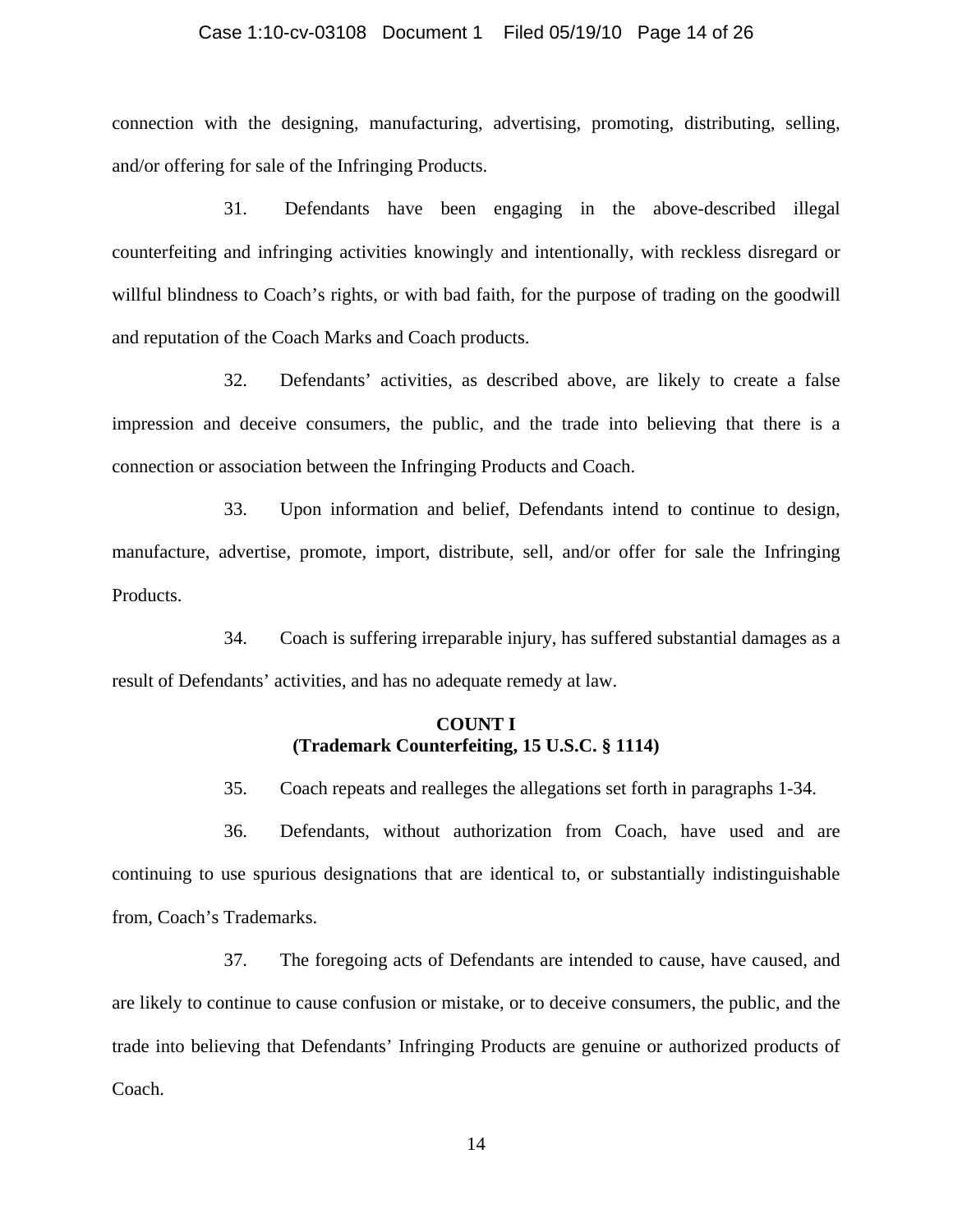connection with the designing, manufacturing, advertising, promoting, distributing, selling, and/or offering for sale of the Infringing Products.

31. Defendants have been engaging in the above-described illegal counterfeiting and infringing activities knowingly and intentionally, with reckless disregard or willful blindness to Coach's rights, or with bad faith, for the purpose of trading on the goodwill and reputation of the Coach Marks and Coach products.

32. Defendants' activities, as described above, are likely to create a false impression and deceive consumers, the public, and the trade into believing that there is a connection or association between the Infringing Products and Coach.

33. Upon information and belief, Defendants intend to continue to design, manufacture, advertise, promote, import, distribute, sell, and/or offer for sale the Infringing Products.

34. Coach is suffering irreparable injury, has suffered substantial damages as a result of Defendants' activities, and has no adequate remedy at law.

**COUNT I**
**(Trademark Counterfeiting, 15 U.S.C. § 1114)**

35. Coach repeats and realleges the allegations set forth in paragraphs 1-34.

36. Defendants, without authorization from Coach, have used and are continuing to use spurious designations that are identical to, or substantially indistinguishable from, Coach's Trademarks.

37. The foregoing acts of Defendants are intended to cause, have caused, and are likely to continue to cause confusion or mistake, or to deceive consumers, the public, and the trade into believing that Defendants' Infringing Products are genuine or authorized products of Coach.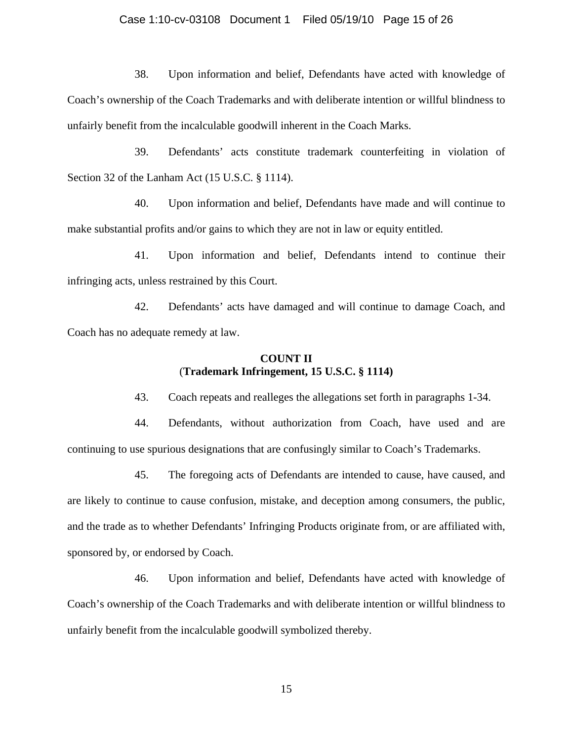38. Upon information and belief, Defendants have acted with knowledge of Coach's ownership of the Coach Trademarks and with deliberate intention or willful blindness to unfairly benefit from the incalculable goodwill inherent in the Coach Marks.

39. Defendants' acts constitute trademark counterfeiting in violation of Section 32 of the Lanham Act (15 U.S.C. § 1114).

40. Upon information and belief, Defendants have made and will continue to make substantial profits and/or gains to which they are not in law or equity entitled.

41. Upon information and belief, Defendants intend to continue their infringing acts, unless restrained by this Court.

42. Defendants' acts have damaged and will continue to damage Coach, and Coach has no adequate remedy at law.

**COUNT II**
**(Trademark Infringement, 15 U.S.C. § 1114)**

43. Coach repeats and realleges the allegations set forth in paragraphs 1-34.

44. Defendants, without authorization from Coach, have used and are continuing to use spurious designations that are confusingly similar to Coach's Trademarks.

45. The foregoing acts of Defendants are intended to cause, have caused, and are likely to continue to cause confusion, mistake, and deception among consumers, the public, and the trade as to whether Defendants' Infringing Products originate from, or are affiliated with, sponsored by, or endorsed by Coach.

46. Upon information and belief, Defendants have acted with knowledge of Coach's ownership of the Coach Trademarks and with deliberate intention or willful blindness to unfairly benefit from the incalculable goodwill symbolized thereby.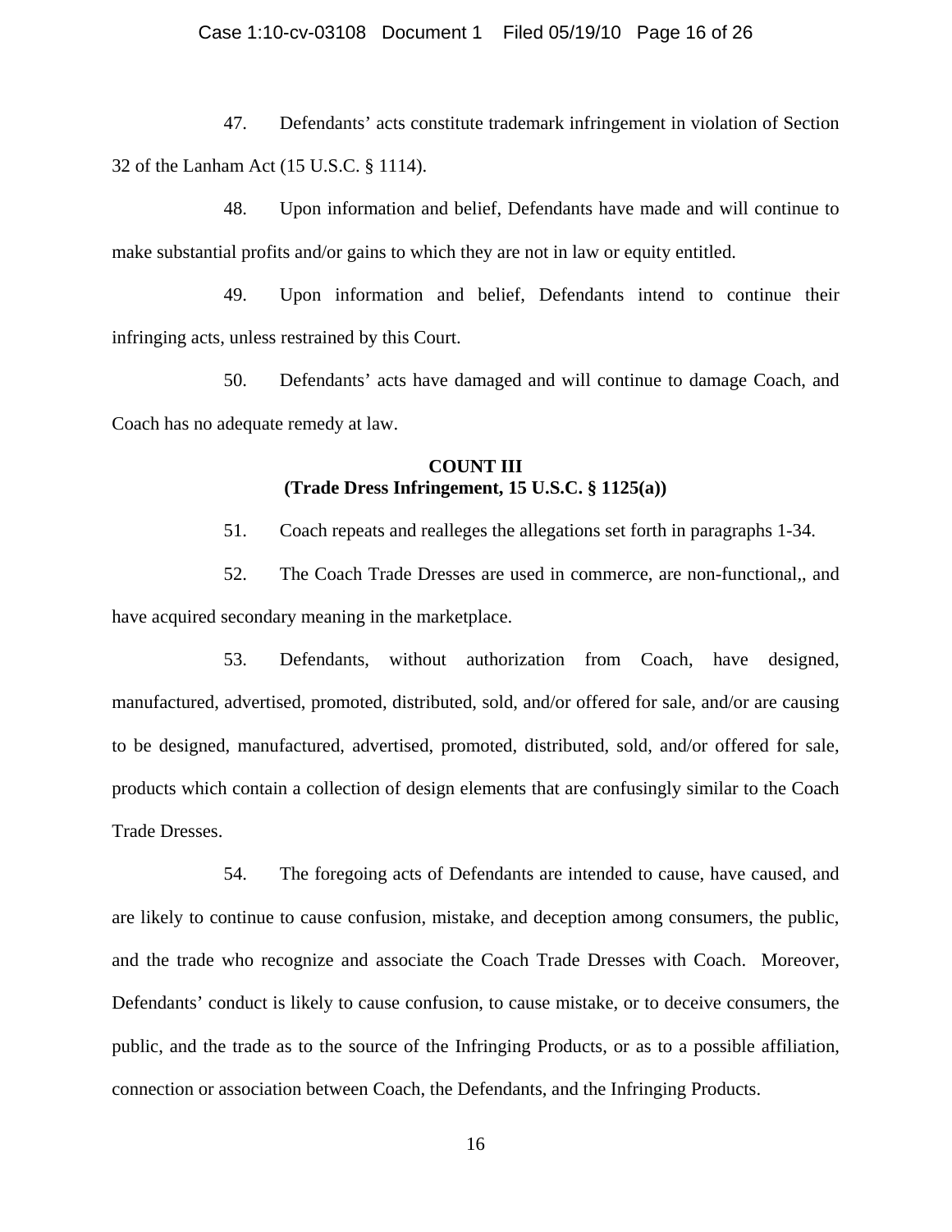47. Defendants' acts constitute trademark infringement in violation of Section 32 of the Lanham Act (15 U.S.C. § 1114).

48. Upon information and belief, Defendants have made and will continue to make substantial profits and/or gains to which they are not in law or equity entitled.

49. Upon information and belief, Defendants intend to continue their infringing acts, unless restrained by this Court.

50. Defendants' acts have damaged and will continue to damage Coach, and Coach has no adequate remedy at law.

**COUNT III**
**(Trade Dress Infringement, 15 U.S.C. § 1125(a))**

51. Coach repeats and realleges the allegations set forth in paragraphs 1-34.

52. The Coach Trade Dresses are used in commerce, are non-functional,, and have acquired secondary meaning in the marketplace.

53. Defendants, without authorization from Coach, have designed, manufactured, advertised, promoted, distributed, sold, and/or offered for sale, and/or are causing to be designed, manufactured, advertised, promoted, distributed, sold, and/or offered for sale, products which contain a collection of design elements that are confusingly similar to the Coach Trade Dresses.

54. The foregoing acts of Defendants are intended to cause, have caused, and are likely to continue to cause confusion, mistake, and deception among consumers, the public, and the trade who recognize and associate the Coach Trade Dresses with Coach. Moreover, Defendants' conduct is likely to cause confusion, to cause mistake, or to deceive consumers, the public, and the trade as to the source of the Infringing Products, or as to a possible affiliation, connection or association between Coach, the Defendants, and the Infringing Products.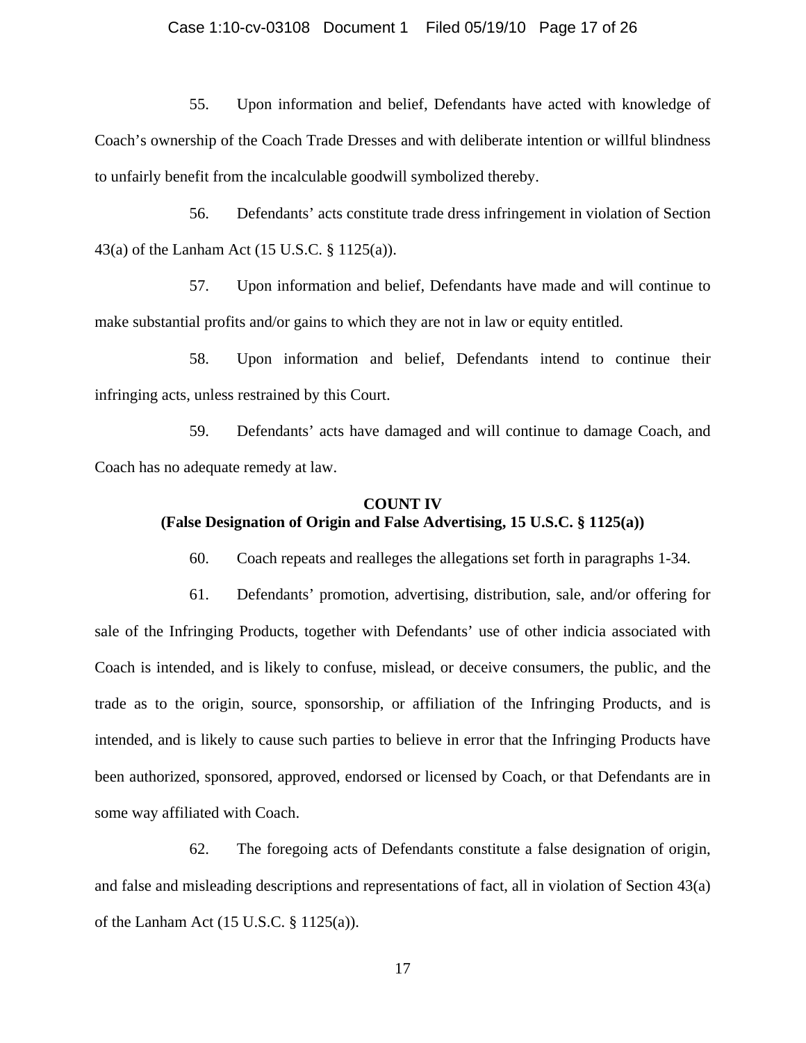55. Upon information and belief, Defendants have acted with knowledge of Coach's ownership of the Coach Trade Dresses and with deliberate intention or willful blindness to unfairly benefit from the incalculable goodwill symbolized thereby.

56. Defendants' acts constitute trade dress infringement in violation of Section 43(a) of the Lanham Act (15 U.S.C. § 1125(a)).

57. Upon information and belief, Defendants have made and will continue to make substantial profits and/or gains to which they are not in law or equity entitled.

58. Upon information and belief, Defendants intend to continue their infringing acts, unless restrained by this Court.

59. Defendants' acts have damaged and will continue to damage Coach, and Coach has no adequate remedy at law.

**COUNT IV**
**(False Designation of Origin and False Advertising, 15 U.S.C. § 1125(a))**

60. Coach repeats and realleges the allegations set forth in paragraphs 1-34.

61. Defendants' promotion, advertising, distribution, sale, and/or offering for sale of the Infringing Products, together with Defendants' use of other indicia associated with Coach is intended, and is likely to confuse, mislead, or deceive consumers, the public, and the trade as to the origin, source, sponsorship, or affiliation of the Infringing Products, and is intended, and is likely to cause such parties to believe in error that the Infringing Products have been authorized, sponsored, approved, endorsed or licensed by Coach, or that Defendants are in some way affiliated with Coach.

62. The foregoing acts of Defendants constitute a false designation of origin, and false and misleading descriptions and representations of fact, all in violation of Section 43(a) of the Lanham Act (15 U.S.C. § 1125(a)).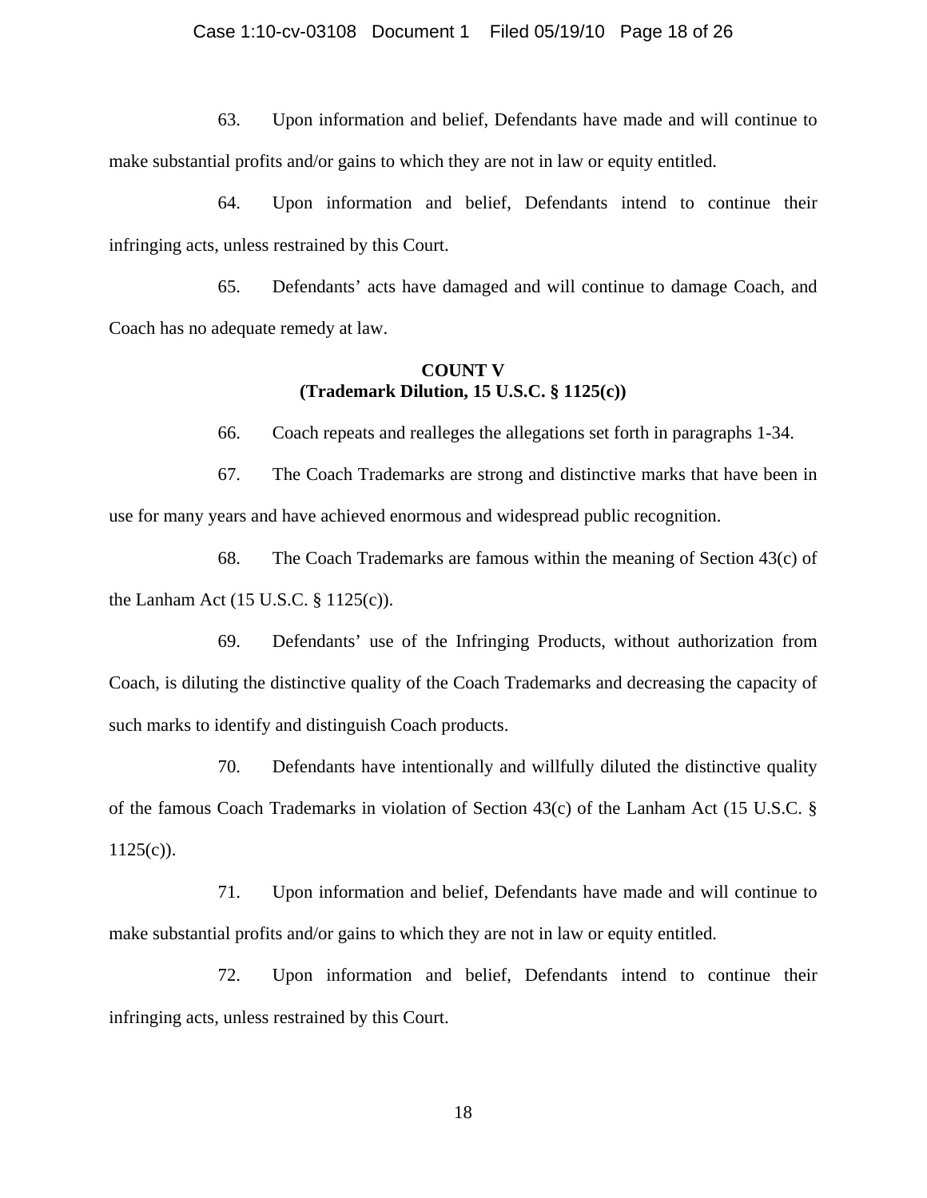63. Upon information and belief, Defendants have made and will continue to make substantial profits and/or gains to which they are not in law or equity entitled.

64. Upon information and belief, Defendants intend to continue their infringing acts, unless restrained by this Court.

65. Defendants' acts have damaged and will continue to damage Coach, and Coach has no adequate remedy at law.

**COUNT V**
**(Trademark Dilution, 15 U.S.C. § 1125(c))**

66. Coach repeats and realleges the allegations set forth in paragraphs 1-34.

67. The Coach Trademarks are strong and distinctive marks that have been in use for many years and have achieved enormous and widespread public recognition.

68. The Coach Trademarks are famous within the meaning of Section 43(c) of the Lanham Act (15 U.S.C. § 1125(c)).

69. Defendants' use of the Infringing Products, without authorization from Coach, is diluting the distinctive quality of the Coach Trademarks and decreasing the capacity of such marks to identify and distinguish Coach products.

70. Defendants have intentionally and willfully diluted the distinctive quality of the famous Coach Trademarks in violation of Section 43(c) of the Lanham Act (15 U.S.C. § 1125(c)).

71. Upon information and belief, Defendants have made and will continue to make substantial profits and/or gains to which they are not in law or equity entitled.

72. Upon information and belief, Defendants intend to continue their infringing acts, unless restrained by this Court.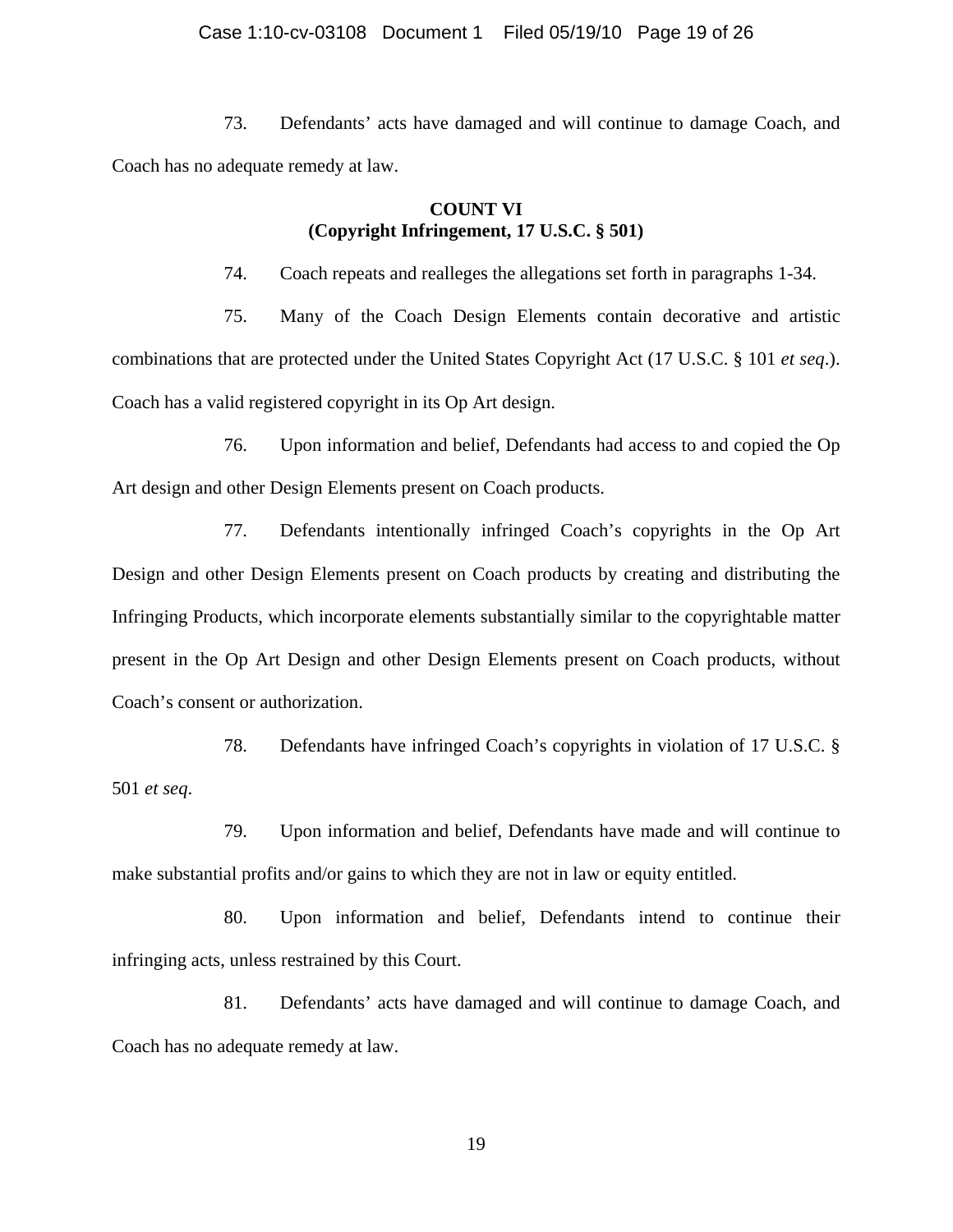73. Defendants' acts have damaged and will continue to damage Coach, and Coach has no adequate remedy at law.

**COUNT VI**
**(Copyright Infringement, 17 U.S.C. § 501)**

74. Coach repeats and realleges the allegations set forth in paragraphs 1-34.

75. Many of the Coach Design Elements contain decorative and artistic combinations that are protected under the United States Copyright Act (17 U.S.C. § 101 *et seq*.). Coach has a valid registered copyright in its Op Art design.

76. Upon information and belief, Defendants had access to and copied the Op Art design and other Design Elements present on Coach products.

77. Defendants intentionally infringed Coach's copyrights in the Op Art Design and other Design Elements present on Coach products by creating and distributing the Infringing Products, which incorporate elements substantially similar to the copyrightable matter present in the Op Art Design and other Design Elements present on Coach products, without Coach's consent or authorization.

78. Defendants have infringed Coach's copyrights in violation of 17 U.S.C. § 501 *et seq*.

79. Upon information and belief, Defendants have made and will continue to make substantial profits and/or gains to which they are not in law or equity entitled.

80. Upon information and belief, Defendants intend to continue their infringing acts, unless restrained by this Court.

81. Defendants' acts have damaged and will continue to damage Coach, and Coach has no adequate remedy at law.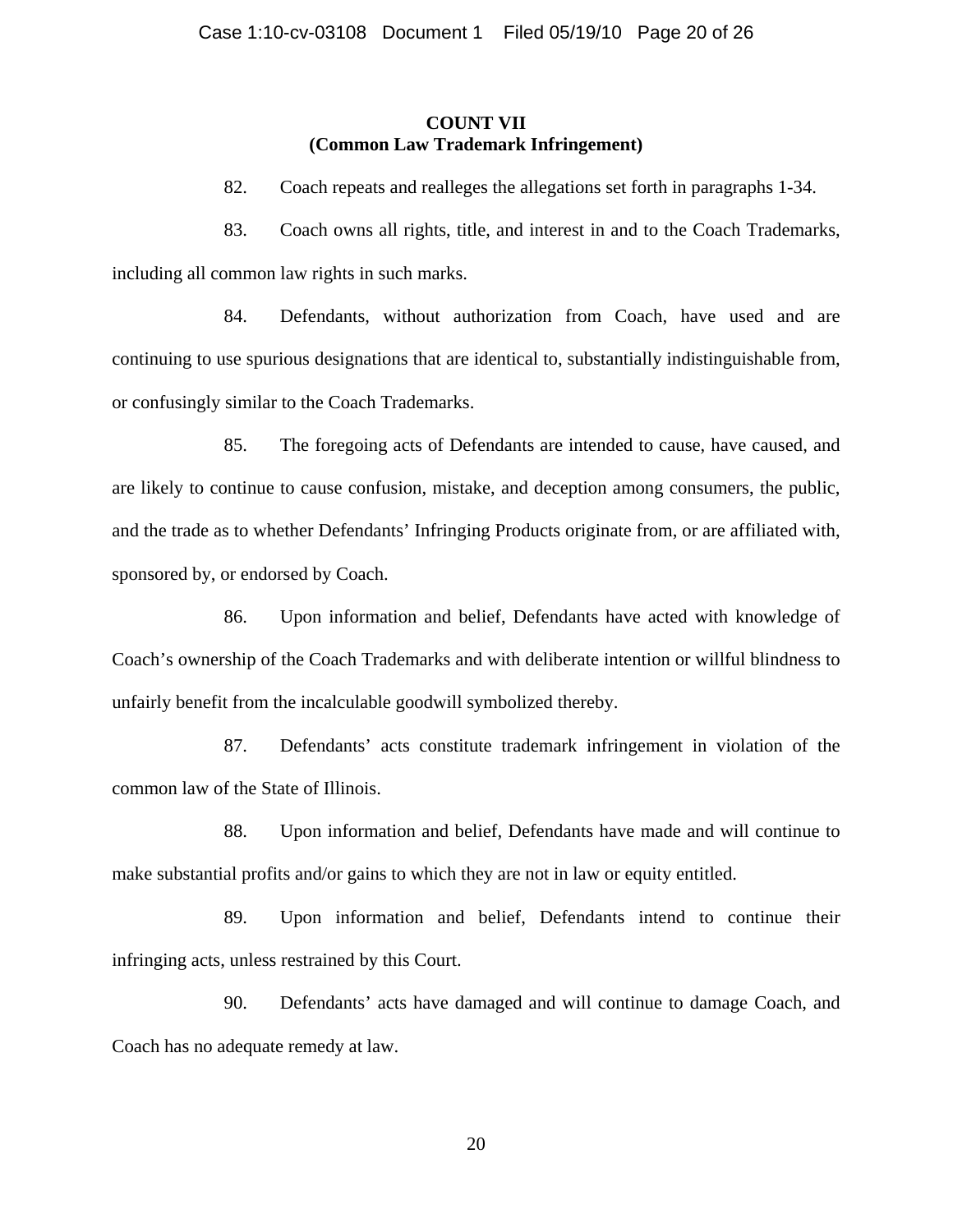**COUNT VII**
**(Common Law Trademark Infringement)**

82. Coach repeats and realleges the allegations set forth in paragraphs 1-34.

83. Coach owns all rights, title, and interest in and to the Coach Trademarks, including all common law rights in such marks.

84. Defendants, without authorization from Coach, have used and are continuing to use spurious designations that are identical to, substantially indistinguishable from, or confusingly similar to the Coach Trademarks.

85. The foregoing acts of Defendants are intended to cause, have caused, and are likely to continue to cause confusion, mistake, and deception among consumers, the public, and the trade as to whether Defendants' Infringing Products originate from, or are affiliated with, sponsored by, or endorsed by Coach.

86. Upon information and belief, Defendants have acted with knowledge of Coach's ownership of the Coach Trademarks and with deliberate intention or willful blindness to unfairly benefit from the incalculable goodwill symbolized thereby.

87. Defendants' acts constitute trademark infringement in violation of the common law of the State of Illinois.

88. Upon information and belief, Defendants have made and will continue to make substantial profits and/or gains to which they are not in law or equity entitled.

89. Upon information and belief, Defendants intend to continue their infringing acts, unless restrained by this Court.

90. Defendants' acts have damaged and will continue to damage Coach, and Coach has no adequate remedy at law.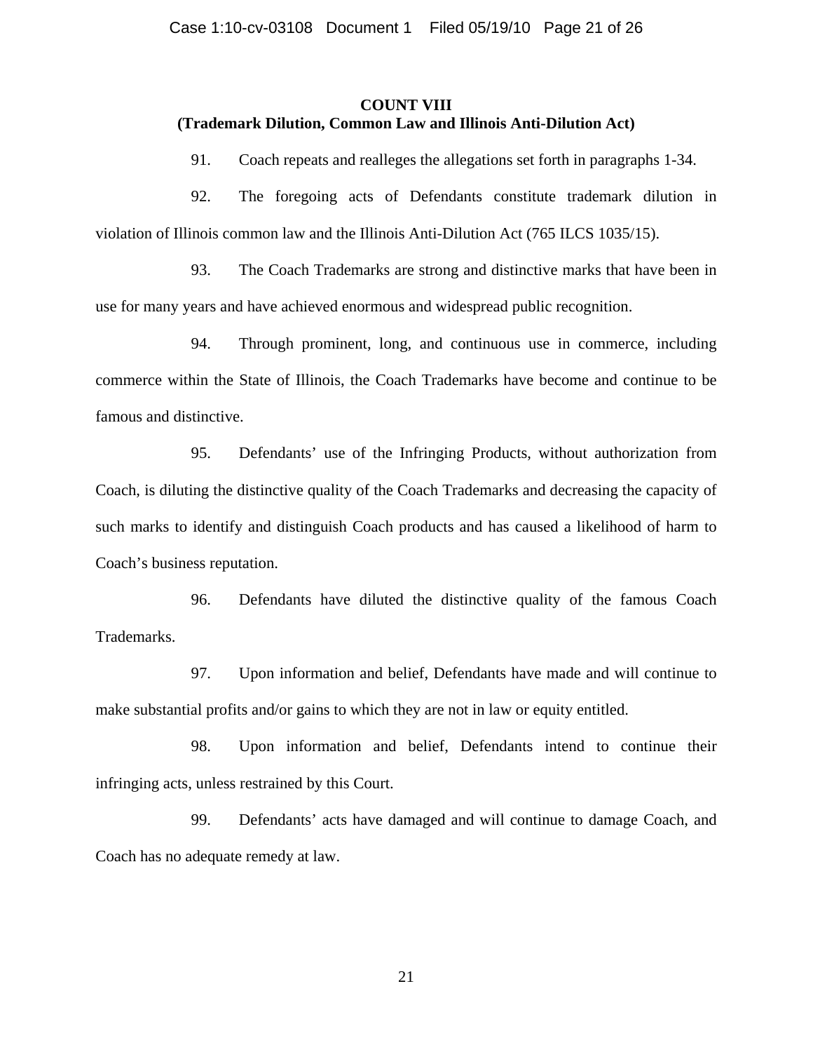**COUNT VIII**
**(Trademark Dilution, Common Law and Illinois Anti-Dilution Act)**

91. Coach repeats and realleges the allegations set forth in paragraphs 1-34.

92. The foregoing acts of Defendants constitute trademark dilution in violation of Illinois common law and the Illinois Anti-Dilution Act (765 ILCS 1035/15).

93. The Coach Trademarks are strong and distinctive marks that have been in use for many years and have achieved enormous and widespread public recognition.

94. Through prominent, long, and continuous use in commerce, including commerce within the State of Illinois, the Coach Trademarks have become and continue to be famous and distinctive.

95. Defendants' use of the Infringing Products, without authorization from Coach, is diluting the distinctive quality of the Coach Trademarks and decreasing the capacity of such marks to identify and distinguish Coach products and has caused a likelihood of harm to Coach's business reputation.

96. Defendants have diluted the distinctive quality of the famous Coach Trademarks.

97. Upon information and belief, Defendants have made and will continue to make substantial profits and/or gains to which they are not in law or equity entitled.

98. Upon information and belief, Defendants intend to continue their infringing acts, unless restrained by this Court.

99. Defendants' acts have damaged and will continue to damage Coach, and Coach has no adequate remedy at law.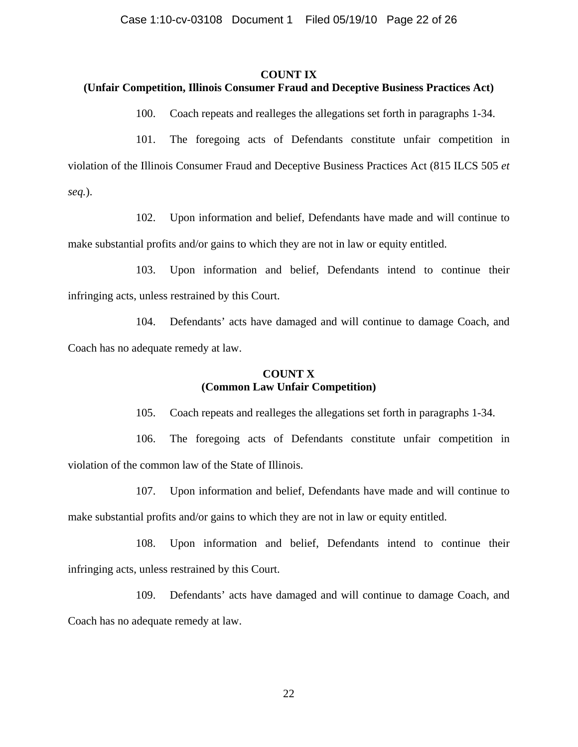**COUNT IX**
**(Unfair Competition, Illinois Consumer Fraud and Deceptive Business Practices Act)**

100. Coach repeats and realleges the allegations set forth in paragraphs 1-34.

101. The foregoing acts of Defendants constitute unfair competition in violation of the Illinois Consumer Fraud and Deceptive Business Practices Act (815 ILCS 505 *et seq.*).

102. Upon information and belief, Defendants have made and will continue to make substantial profits and/or gains to which they are not in law or equity entitled.

103. Upon information and belief, Defendants intend to continue their infringing acts, unless restrained by this Court.

104. Defendants' acts have damaged and will continue to damage Coach, and Coach has no adequate remedy at law.

**COUNT X**
**(Common Law Unfair Competition)**

105. Coach repeats and realleges the allegations set forth in paragraphs 1-34.

106. The foregoing acts of Defendants constitute unfair competition in violation of the common law of the State of Illinois.

107. Upon information and belief, Defendants have made and will continue to make substantial profits and/or gains to which they are not in law or equity entitled.

108. Upon information and belief, Defendants intend to continue their infringing acts, unless restrained by this Court.

109. Defendants' acts have damaged and will continue to damage Coach, and Coach has no adequate remedy at law.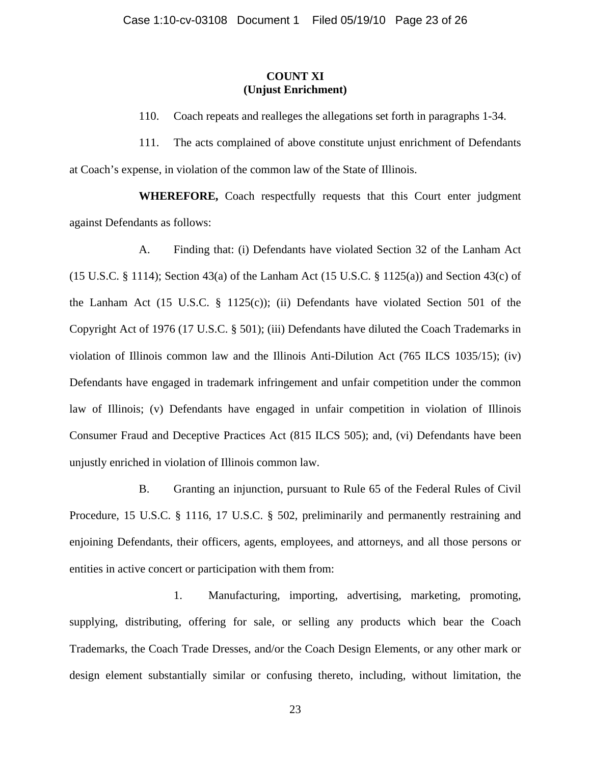**COUNT XI**
**(Unjust Enrichment)**

110. Coach repeats and realleges the allegations set forth in paragraphs 1-34.

111. The acts complained of above constitute unjust enrichment of Defendants at Coach's expense, in violation of the common law of the State of Illinois.

**WHEREFORE,** Coach respectfully requests that this Court enter judgment against Defendants as follows:

A. Finding that: (i) Defendants have violated Section 32 of the Lanham Act (15 U.S.C. § 1114); Section 43(a) of the Lanham Act (15 U.S.C. § 1125(a)) and Section 43(c) of the Lanham Act (15 U.S.C. § 1125(c)); (ii) Defendants have violated Section 501 of the Copyright Act of 1976 (17 U.S.C. § 501); (iii) Defendants have diluted the Coach Trademarks in violation of Illinois common law and the Illinois Anti-Dilution Act (765 ILCS 1035/15); (iv) Defendants have engaged in trademark infringement and unfair competition under the common law of Illinois; (v) Defendants have engaged in unfair competition in violation of Illinois Consumer Fraud and Deceptive Practices Act (815 ILCS 505); and, (vi) Defendants have been unjustly enriched in violation of Illinois common law.

B. Granting an injunction, pursuant to Rule 65 of the Federal Rules of Civil Procedure, 15 U.S.C. § 1116, 17 U.S.C. § 502, preliminarily and permanently restraining and enjoining Defendants, their officers, agents, employees, and attorneys, and all those persons or entities in active concert or participation with them from:

1. Manufacturing, importing, advertising, marketing, promoting, supplying, distributing, offering for sale, or selling any products which bear the Coach Trademarks, the Coach Trade Dresses, and/or the Coach Design Elements, or any other mark or design element substantially similar or confusing thereto, including, without limitation, the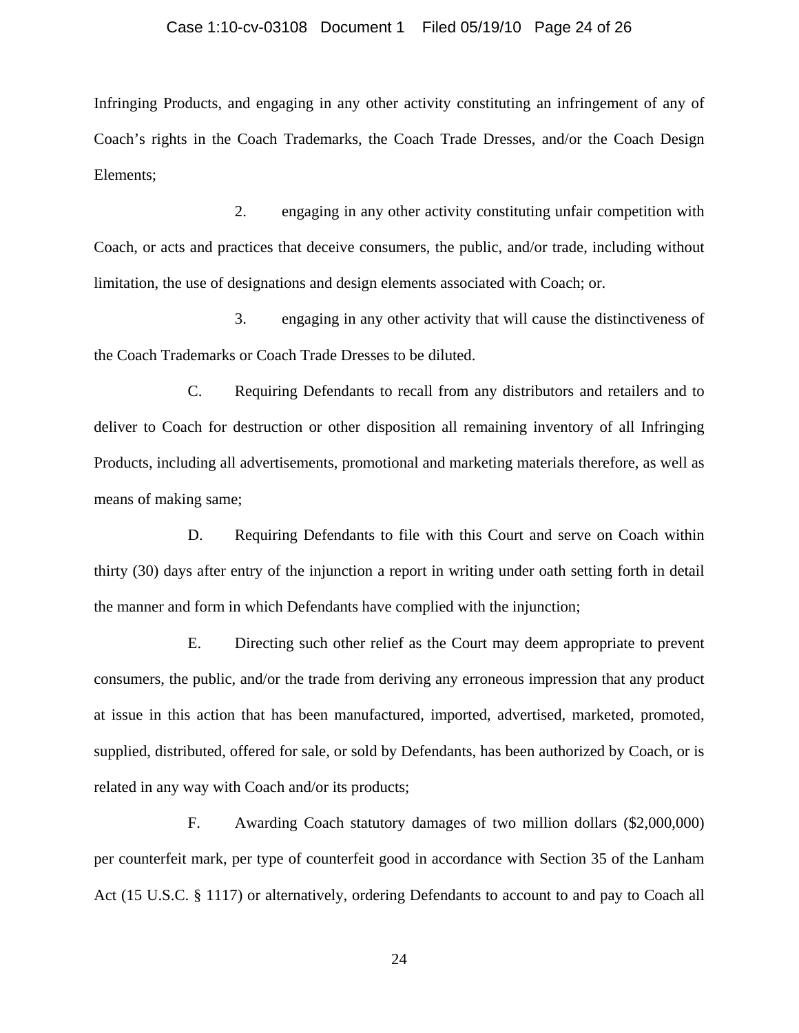Infringing Products, and engaging in any other activity constituting an infringement of any of Coach's rights in the Coach Trademarks, the Coach Trade Dresses, and/or the Coach Design Elements;

2. engaging in any other activity constituting unfair competition with Coach, or acts and practices that deceive consumers, the public, and/or trade, including without limitation, the use of designations and design elements associated with Coach; or.

3. engaging in any other activity that will cause the distinctiveness of the Coach Trademarks or Coach Trade Dresses to be diluted.

C. Requiring Defendants to recall from any distributors and retailers and to deliver to Coach for destruction or other disposition all remaining inventory of all Infringing Products, including all advertisements, promotional and marketing materials therefore, as well as means of making same;

D. Requiring Defendants to file with this Court and serve on Coach within thirty (30) days after entry of the injunction a report in writing under oath setting forth in detail the manner and form in which Defendants have complied with the injunction;

E. Directing such other relief as the Court may deem appropriate to prevent consumers, the public, and/or the trade from deriving any erroneous impression that any product at issue in this action that has been manufactured, imported, advertised, marketed, promoted, supplied, distributed, offered for sale, or sold by Defendants, has been authorized by Coach, or is related in any way with Coach and/or its products;

F. Awarding Coach statutory damages of two million dollars ($2,000,000) per counterfeit mark, per type of counterfeit good in accordance with Section 35 of the Lanham Act (15 U.S.C. § 1117) or alternatively, ordering Defendants to account to and pay to Coach all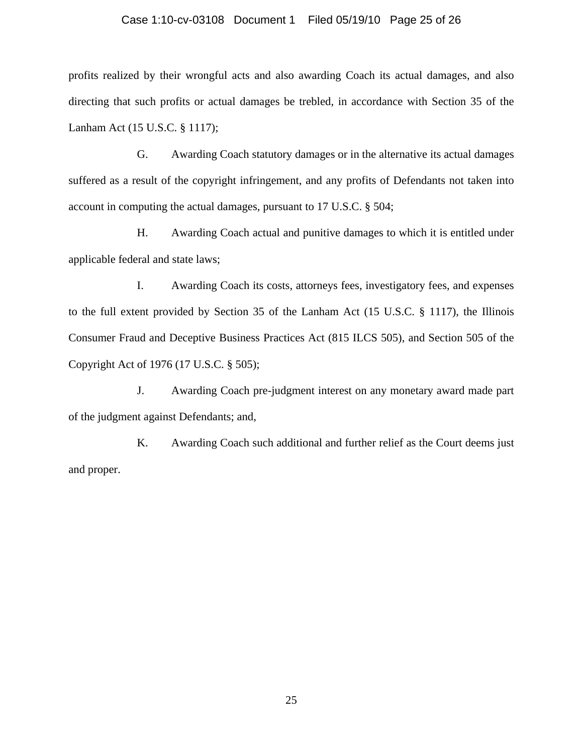profits realized by their wrongful acts and also awarding Coach its actual damages, and also directing that such profits or actual damages be trebled, in accordance with Section 35 of the Lanham Act (15 U.S.C. § 1117);

G. Awarding Coach statutory damages or in the alternative its actual damages suffered as a result of the copyright infringement, and any profits of Defendants not taken into account in computing the actual damages, pursuant to 17 U.S.C. § 504;

H. Awarding Coach actual and punitive damages to which it is entitled under applicable federal and state laws;

I. Awarding Coach its costs, attorneys fees, investigatory fees, and expenses to the full extent provided by Section 35 of the Lanham Act (15 U.S.C. § 1117), the Illinois Consumer Fraud and Deceptive Business Practices Act (815 ILCS 505), and Section 505 of the Copyright Act of 1976 (17 U.S.C. § 505);

J. Awarding Coach pre-judgment interest on any monetary award made part of the judgment against Defendants; and,

K. Awarding Coach such additional and further relief as the Court deems just and proper.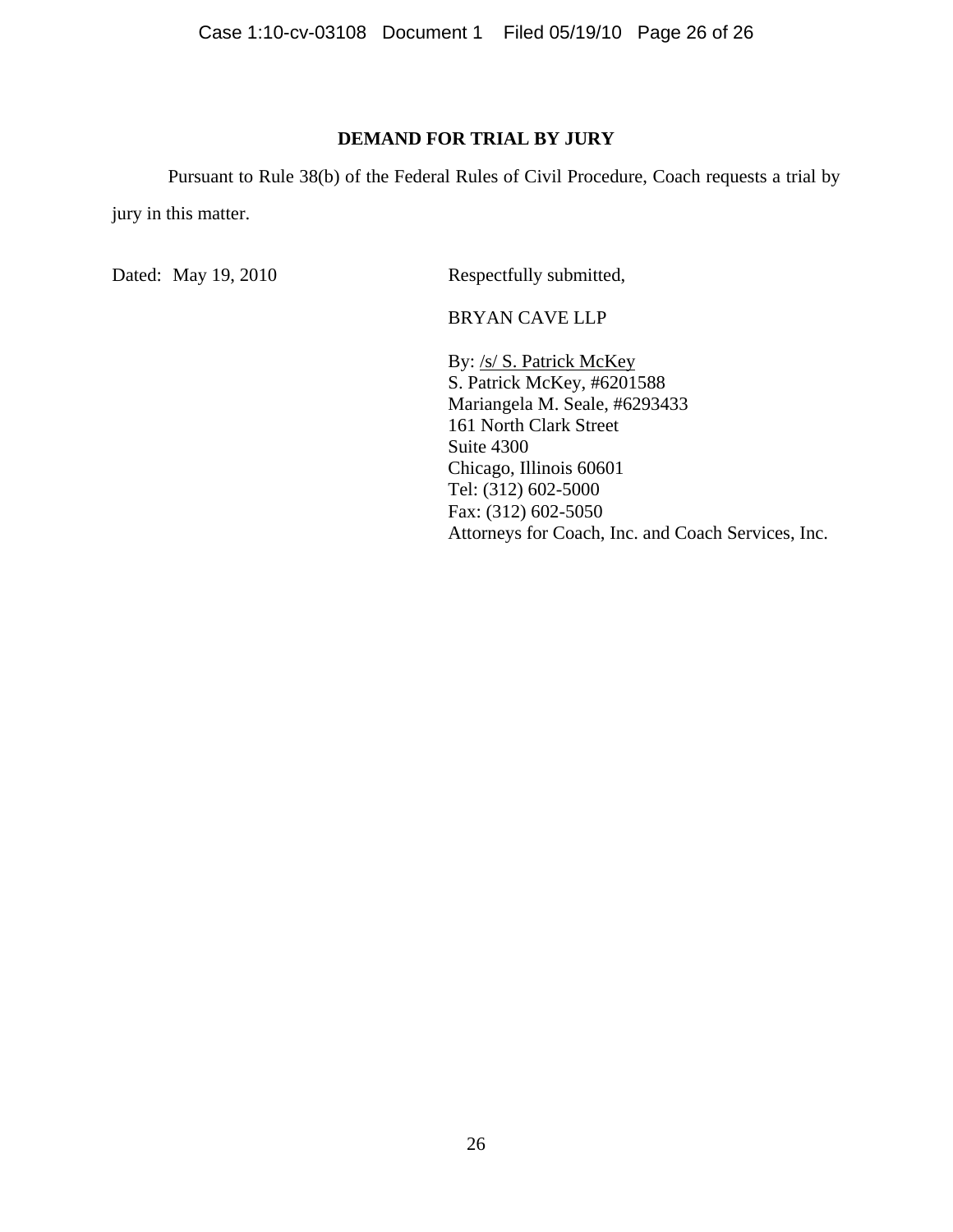## DEMAND FOR TRIAL BY JURY

Pursuant to Rule 38(b) of the Federal Rules of Civil Procedure, Coach requests a trial by jury in this matter.

Dated: May 19, 2010

Respectfully submitted,

BRYAN CAVE LLP

By: /s/ S. Patrick McKey
S. Patrick McKey, #6201588
Mariangela M. Seale, #6293433
161 North Clark Street
Suite 4300
Chicago, Illinois 60601
Tel: (312) 602-5000
Fax: (312) 602-5050
Attorneys for Coach, Inc. and Coach Services, Inc.